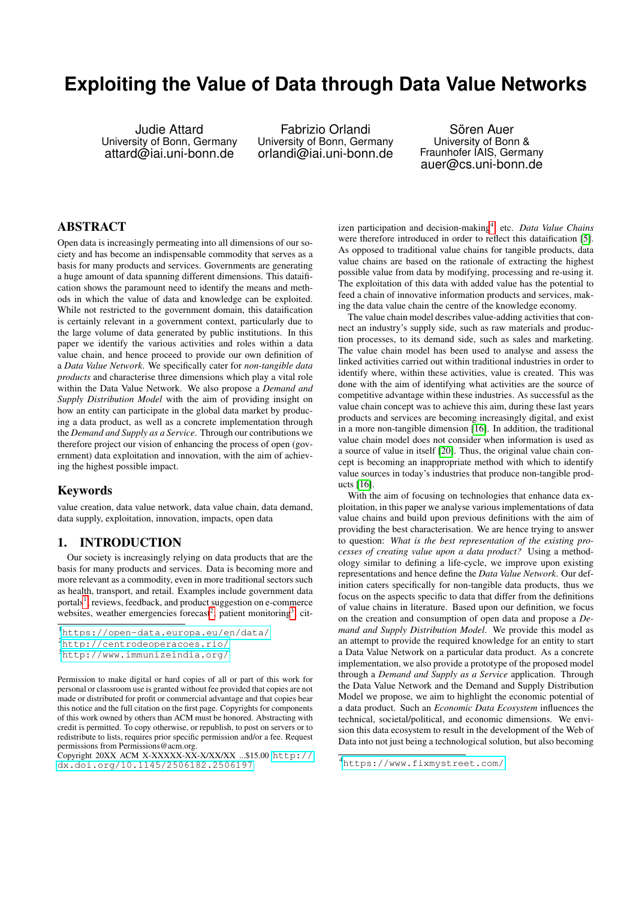# Exploiting the Value of Data through Data Value Networks

Judie Attard
University of Bonn, Germany
attard@iai.uni-bonn.de

Fabrizio Orlandi
University of Bonn, Germany
orlandi@iai.uni-bonn.de

Sören Auer
University of Bonn & Fraunhofer IAIS, Germany
auer@cs.uni-bonn.de

## ABSTRACT

Open data is increasingly permeating into all dimensions of our society and has become an indispensable commodity that serves as a basis for many products and services. Governments are generating a huge amount of data spanning different dimensions. This datafication shows the paramount need to identify the means and methods in which the value of data and knowledge can be exploited. While not restricted to the government domain, this datafication is certainly relevant in a government context, particularly due to the large volume of data generated by public institutions. In this paper we identify the various activities and roles within a data value chain, and hence proceed to provide our own definition of a *Data Value Network*. We specifically cater for *non-tangible data products* and characterise three dimensions which play a vital role within the Data Value Network. We also propose a *Demand and Supply Distribution Model* with the aim of providing insight on how an entity can participate in the global data market by producing a data product, as well as a concrete implementation through the *Demand and Supply as a Service*. Through our contributions we therefore project our vision of enhancing the process of open (government) data exploitation and innovation, with the aim of achieving the highest possible impact.

## Keywords

value creation, data value network, data value chain, data demand, data supply, exploitation, innovation, impacts, open data

## 1. INTRODUCTION

Our society is increasingly relying on data products that are the basis for many products and services. Data is becoming more and more relevant as a commodity, even in more traditional sectors such as health, transport, and retail. Examples include government data portals[1], reviews, feedback, and product suggestion on e-commerce websites, weather emergencies forecast[2], patient monitoring[3], citizen participation and decision-making[4], etc. *Data Value Chains* were therefore introduced in order to reflect this datafication [5]. As opposed to traditional value chains for tangible products, data value chains are based on the rationale of extracting the highest possible value from data by modifying, processing and re-using it. The exploitation of this data with added value has the potential to feed a chain of innovative information products and services, making the data value chain the centre of the knowledge economy.

The value chain model describes value-adding activities that connect an industry's supply side, such as raw materials and production processes, to its demand side, such as sales and marketing. The value chain model has been used to analyse and assess the linked activities carried out within traditional industries in order to identify where, within these activities, value is created. This was done with the aim of identifying what activities are the source of competitive advantage within these industries. As successful as the value chain concept was to achieve this aim, during these last years products and services are becoming increasingly digital, and exist in a more non-tangible dimension [16]. In addition, the traditional value chain model does not consider when information is used as a source of value in itself [20]. Thus, the original value chain concept is becoming an inappropriate method with which to identify value sources in today's industries that produce non-tangible products [16].

With the aim of focusing on technologies that enhance data exploitation, in this paper we analyse various implementations of data value chains and build upon previous definitions with the aim of providing the best characterisation. We are hence trying to answer to question: *What is the best representation of the existing processes of creating value upon a data product?* Using a methodology similar to defining a life-cycle, we improve upon existing representations and hence define the *Data Value Network*. Our definition caters specifically for non-tangible data products, thus we focus on the aspects specific to data that differ from the definitions of value chains in literature. Based upon our definition, we focus on the creation and consumption of open data and propose a *Demand and Supply Distribution Model*. We provide this model as an attempt to provide the required knowledge for an entity to start a Data Value Network on a particular data product. As a concrete implementation, we also provide a prototype of the proposed model through a *Demand and Supply as a Service* application. Through the Data Value Network and the Demand and Supply Distribution Model we propose, we aim to highlight the economic potential of a data product. Such an *Economic Data Ecosystem* influences the technical, societal/political, and economic dimensions. We envision this data ecosystem to result in the development of the Web of Data into not just being a technological solution, but also becoming

[1] https://open-data.europa.eu/en/data/
[2] http://centrodeoperacoes.rio/
[3] http://www.immunizeindia.org/
[4] https://www.fixmystreet.com/

Permission to make digital or hard copies of all or part of this work for personal or classroom use is granted without fee provided that copies are not made or distributed for profit or commercial advantage and that copies bear this notice and the full citation on the first page. Copyrights for components of this work owned by others than ACM must be honored. Abstracting with credit is permitted. To copy otherwise, or republish, to post on servers or to redistribute to lists, requires prior specific permission and/or a fee. Request permissions from Permissions@acm.org.
Copyright 20XX ACM X-XXXXX-XX-X/XX/XX ...$15.00 http://dx.doi.org/10.1145/2506182.2506197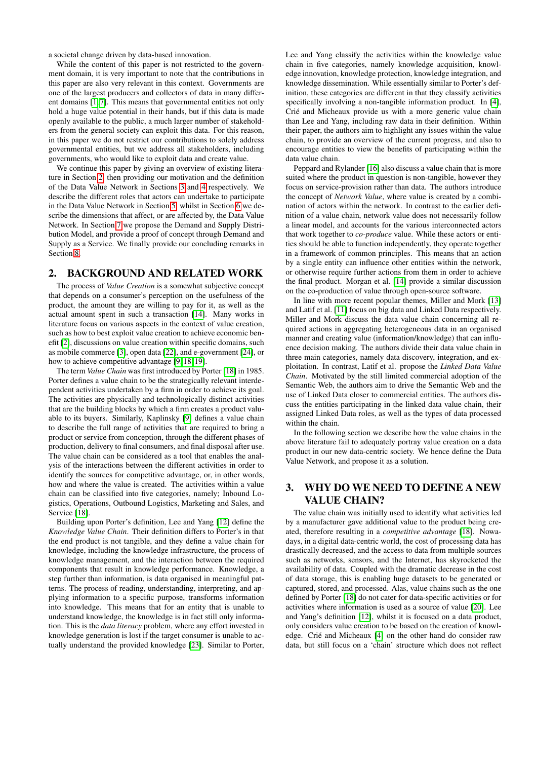a societal change driven by data-based innovation.

While the content of this paper is not restricted to the government domain, it is very important to note that the contributions in this paper are also very relevant in this context. Governments are one of the largest producers and collectors of data in many different domains [1, 7]. This means that governmental entities not only hold a huge value potential in their hands, but if this data is made openly available to the public, a much larger number of stakeholders from the general society can exploit this data. For this reason, in this paper we do not restrict our contributions to solely address governmental entities, but we address all stakeholders, including governments, who would like to exploit data and create value.

We continue this paper by giving an overview of existing literature in Section 2, then providing our motivation and the definition of the Data Value Network in Sections 3 and 4 respectively. We describe the different roles that actors can undertake to participate in the Data Value Network in Section 5, whilst in Section 6 we describe the dimensions that affect, or are affected by, the Data Value Network. In Section 7 we propose the Demand and Supply Distribution Model, and provide a proof of concept through Demand and Supply as a Service. We finally provide our concluding remarks in Section 8.

## 2. BACKGROUND AND RELATED WORK

The process of *Value Creation* is a somewhat subjective concept that depends on a consumer's perception on the usefulness of the product, the amount they are willing to pay for it, as well as the actual amount spent in such a transaction [14]. Many works in literature focus on various aspects in the context of value creation, such as how to best exploit value creation to achieve economic benefit [2], discussions on value creation within specific domains, such as mobile commerce [3], open data [22], and e-government [24], or how to achieve competitive advantage [9, 18, 19].

The term *Value Chain* was first introduced by Porter [18] in 1985. Porter defines a value chain to be the strategically relevant interdependent activities undertaken by a firm in order to achieve its goal. The activities are physically and technologically distinct activities that are the building blocks by which a firm creates a product valuable to its buyers. Similarly, Kaplinsky [9] defines a value chain to describe the full range of activities that are required to bring a product or service from conception, through the different phases of production, delivery to final consumers, and final disposal after use. The value chain can be considered as a tool that enables the analysis of the interactions between the different activities in order to identify the sources for competitive advantage, or, in other words, how and where the value is created. The activities within a value chain can be classified into five categories, namely; Inbound Logistics, Operations, Outbound Logistics, Marketing and Sales, and Service [18].

Building upon Porter's definition, Lee and Yang [12] define the *Knowledge Value Chain*. Their definition differs to Porter's in that the end product is not tangible, and they define a value chain for knowledge, including the knowledge infrastructure, the process of knowledge management, and the interaction between the required components that result in knowledge performance. Knowledge, a step further than information, is data organised in meaningful patterns. The process of reading, understanding, interpreting, and applying information to a specific purpose, transforms information into knowledge. This means that for an entity that is unable to understand knowledge, the knowledge is in fact still only information. This is the *data literacy* problem, where any effort invested in knowledge generation is lost if the target consumer is unable to actually understand the provided knowledge [23]. Similar to Porter, Lee and Yang classify the activities within the knowledge value chain in five categories, namely knowledge acquisition, knowledge innovation, knowledge protection, knowledge integration, and knowledge dissemination. While essentially similar to Porter's definition, these categories are different in that they classify activities specifically involving a non-tangible information product. In [4], Crié and Micheaux provide us with a more generic value chain than Lee and Yang, including raw data in their definition. Within their paper, the authors aim to highlight any issues within the value chain, to provide an overview of the current progress, and also to encourage entities to view the benefits of participating within the data value chain.

Peppard and Rylander [16] also discuss a value chain that is more suited where the product in question is non-tangible, however they focus on service-provision rather than data. The authors introduce the concept of *Network Value*, where value is created by a combination of actors within the network. In contrast to the earlier definition of a value chain, network value does not necessarily follow a linear model, and accounts for the various interconnected actors that work together to *co-produce* value. While these actors or entities should be able to function independently, they operate together in a framework of common principles. This means that an action by a single entity can influence other entities within the network, or otherwise require further actions from them in order to achieve the final product. Morgan et al. [14] provide a similar discussion on the co-production of value through open-source software.

In line with more recent popular themes, Miller and Mork [13] and Latif et al. [11] focus on big data and Linked Data respectively. Miller and Mork discuss the data value chain concerning all required actions in aggregating heterogeneous data in an organised manner and creating value (information/knowledge) that can influence decision making. The authors divide their data value chain in three main categories, namely data discovery, integration, and exploitation. In contrast, Latif et al. propose the *Linked Data Value Chain*. Motivated by the still limited commercial adoption of the Semantic Web, the authors aim to drive the Semantic Web and the use of Linked Data closer to commercial entities. The authors discuss the entities participating in the linked data value chain, their assigned Linked Data roles, as well as the types of data processed within the chain.

In the following section we describe how the value chains in the above literature fail to adequately portray value creation on a data product in our new data-centric society. We hence define the Data Value Network, and propose it as a solution.

## 3. WHY DO WE NEED TO DEFINE A NEW VALUE CHAIN?

The value chain was initially used to identify what activities led by a manufacturer gave additional value to the product being created, therefore resulting in a *competitive advantage* [18]. Nowadays, in a digital data-centric world, the cost of processing data has drastically decreased, and the access to data from multiple sources such as networks, sensors, and the Internet, has skyrocketed the availability of data. Coupled with the dramatic decrease in the cost of data storage, this is enabling huge datasets to be generated or captured, stored, and processed. Alas, value chains such as the one defined by Porter [18] do not cater for data-specific activities or for activities where information is used as a source of value [20]. Lee and Yang's definition [12], whilst it is focused on a data product, only considers value creation to be based on the creation of knowledge. Crié and Micheaux [4] on the other hand do consider raw data, but still focus on a 'chain' structure which does not reflect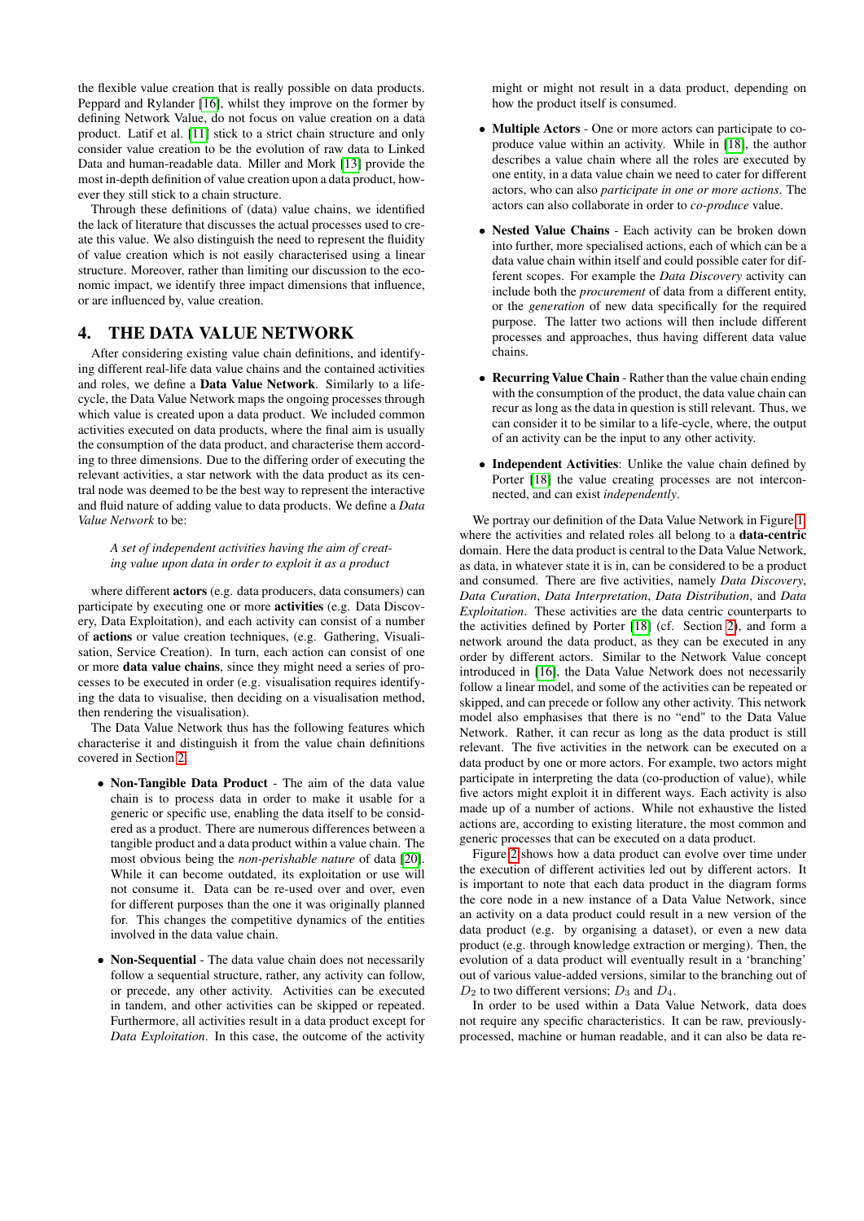the flexible value creation that is really possible on data products. Peppard and Rylander [16], whilst they improve on the former by defining Network Value, do not focus on value creation on a data product. Latif et al. [11] stick to a strict chain structure and only consider value creation to be the evolution of raw data to Linked Data and human-readable data. Miller and Mork [13] provide the most in-depth definition of value creation upon a data product, however they still stick to a chain structure.

Through these definitions of (data) value chains, we identified the lack of literature that discusses the actual processes used to create this value. We also distinguish the need to represent the fluidity of value creation which is not easily characterised using a linear structure. Moreover, rather than limiting our discussion to the economic impact, we identify three impact dimensions that influence, or are influenced by, value creation.

## 4. THE DATA VALUE NETWORK

After considering existing value chain definitions, and identifying different real-life data value chains and the contained activities and roles, we define a **Data Value Network**. Similarly to a lifecycle, the Data Value Network maps the ongoing processes through which value is created upon a data product. We included common activities executed on data products, where the final aim is usually the consumption of the data product, and characterise them according to three dimensions. Due to the differing order of executing the relevant activities, a star network with the data product as its central node was deemed to be the best way to represent the interactive and fluid nature of adding value to data products. We define a *Data Value Network* to be:

> *A set of independent activities having the aim of creating value upon data in order to exploit it as a product*

where different **actors** (e.g. data producers, data consumers) can participate by executing one or more **activities** (e.g. Data Discovery, Data Exploitation), and each activity can consist of a number of **actions** or value creation techniques, (e.g. Gathering, Visualisation, Service Creation). In turn, each action can consist of one or more **data value chains**, since they might need a series of processes to be executed in order (e.g. visualisation requires identifying the data to visualise, then deciding on a visualisation method, then rendering the visualisation).

The Data Value Network thus has the following features which characterise it and distinguish it from the value chain definitions covered in Section 2.

- **Non-Tangible Data Product** - The aim of the data value chain is to process data in order to make it usable for a generic or specific use, enabling the data itself to be considered as a product. There are numerous differences between a tangible product and a data product within a value chain. The most obvious being the *non-perishable nature* of data [20]. While it can become outdated, its exploitation or use will not consume it. Data can be re-used over and over, even for different purposes than the one it was originally planned for. This changes the competitive dynamics of the entities involved in the data value chain.
- **Non-Sequential** - The data value chain does not necessarily follow a sequential structure, rather, any activity can follow, or precede, any other activity. Activities can be executed in tandem, and other activities can be skipped or repeated. Furthermore, all activities result in a data product except for *Data Exploitation*. In this case, the outcome of the activity might or might not result in a data product, depending on how the product itself is consumed.
- **Multiple Actors** - One or more actors can participate to co-produce value within an activity. While in [18], the author describes a value chain where all the roles are executed by one entity, in a data value chain we need to cater for different actors, who can also *participate in one or more actions*. The actors can also collaborate in order to *co-produce* value.
- **Nested Value Chains** - Each activity can be broken down into further, more specialised actions, each of which can be a data value chain within itself and could possible cater for different scopes. For example the *Data Discovery* activity can include both the *procurement* of data from a different entity, or the *generation* of new data specifically for the required purpose. The latter two actions will then include different processes and approaches, thus having different data value chains.
- **Recurring Value Chain** - Rather than the value chain ending with the consumption of the product, the data value chain can recur as long as the data in question is still relevant. Thus, we can consider it to be similar to a life-cycle, where, the output of an activity can be the input to any other activity.
- **Independent Activities**: Unlike the value chain defined by Porter [18] the value creating processes are not interconnected, and can exist *independently*.

We portray our definition of the Data Value Network in Figure 1, where the activities and related roles all belong to a **data-centric** domain. Here the data product is central to the Data Value Network, as data, in whatever state it is in, can be considered to be a product and consumed. There are five activities, namely *Data Discovery*, *Data Curation*, *Data Interpretation*, *Data Distribution*, and *Data Exploitation*. These activities are the data centric counterparts to the activities defined by Porter [18] (cf. Section 2), and form a network around the data product, as they can be executed in any order by different actors. Similar to the Network Value concept introduced in [16], the Data Value Network does not necessarily follow a linear model, and some of the activities can be repeated or skipped, and can precede or follow any other activity. This network model also emphasises that there is no "end" to the Data Value Network. Rather, it can recur as long as the data product is still relevant. The five activities in the network can be executed on a data product by one or more actors. For example, two actors might participate in interpreting the data (co-production of value), while five actors might exploit it in different ways. Each activity is also made up of a number of actions. While not exhaustive the listed actions are, according to existing literature, the most common and generic processes that can be executed on a data product.

Figure 2 shows how a data product can evolve over time under the execution of different activities led out by different actors. It is important to note that each data product in the diagram forms the core node in a new instance of a Data Value Network, since an activity on a data product could result in a new version of the data product (e.g. by organising a dataset), or even a new data product (e.g. through knowledge extraction or merging). Then, the evolution of a data product will eventually result in a 'branching' out of various value-added versions, similar to the branching out of $D_2$ to two different versions; $D_3$ and $D_4$.

In order to be used within a Data Value Network, data does not require any specific characteristics. It can be raw, previously-processed, machine or human readable, and it can also be data re-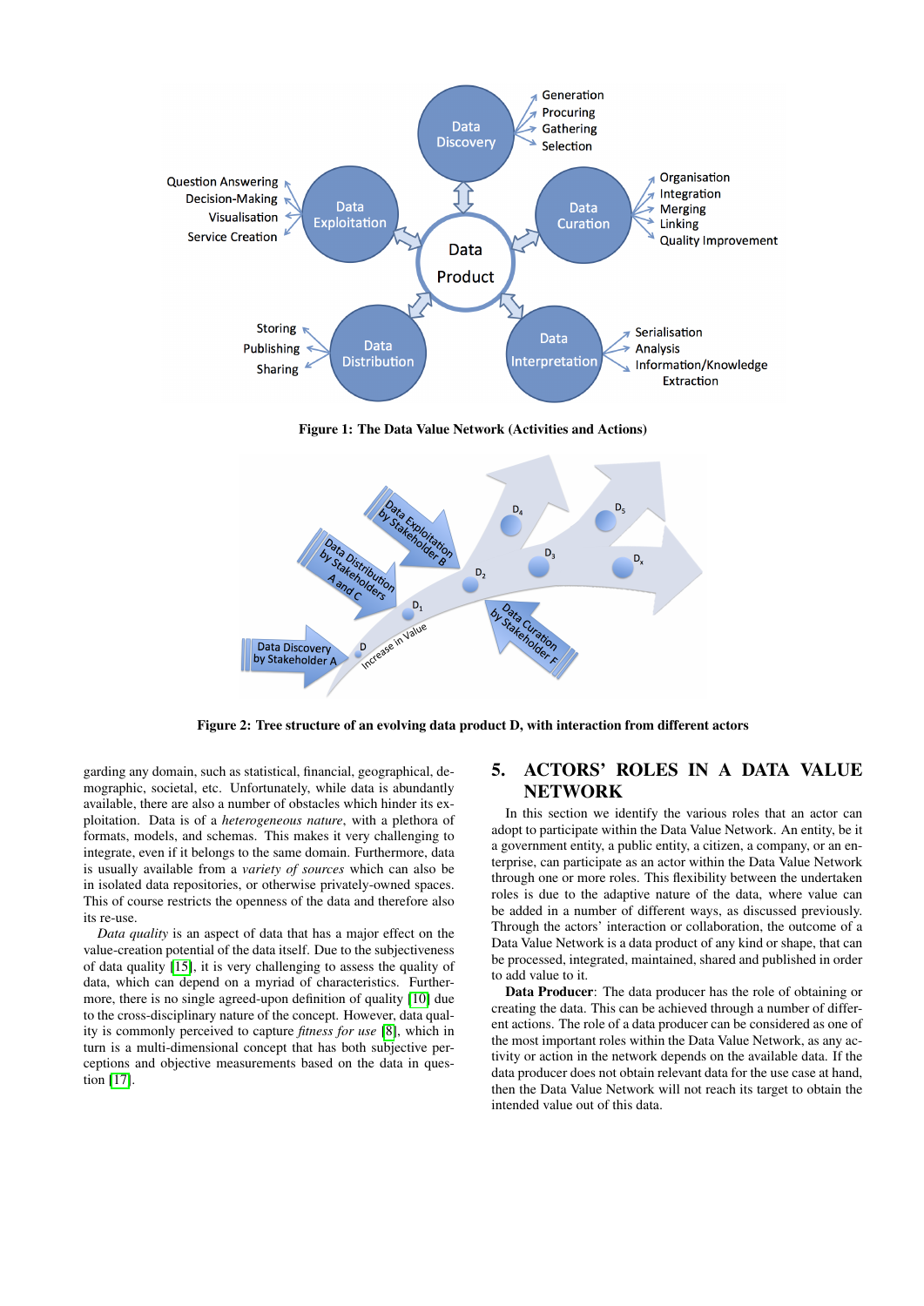Data Discovery
Generation
Procuring
Gathering
Selection

Data Curation
Organisation
Integration
Merging
Linking
Quality Improvement

Data Exploitation
Question Answering
Decision-Making
Visualisation
Service Creation

Data Product

Data Distribution
Storing
Publishing
Sharing

Data Interpretation
Serialisation
Analysis
Information/Knowledge Extraction

**Figure 1: The Data Value Network (Activities and Actions)**

Data Exploitation by Stakeholder B
Data Distribution by Stakeholders A and C
Data Discovery by Stakeholder A
Data Curation by Stakeholder F
Increase in Value
D
$D_1$
$D_2$
$D_3$
$D_4$
$D_5$
$D_x$

**Figure 2: Tree structure of an evolving data product D, with interaction from different actors**

garding any domain, such as statistical, financial, geographical, demographic, societal, etc. Unfortunately, while data is abundantly available, there are also a number of obstacles which hinder its exploitation. Data is of a *heterogeneous nature*, with a plethora of formats, models, and schemas. This makes it very challenging to integrate, even if it belongs to the same domain. Furthermore, data is usually available from a *variety of sources* which can also be in isolated data repositories, or otherwise privately-owned spaces. This of course restricts the openness of the data and therefore also its re-use.

*Data quality* is an aspect of data that has a major effect on the value-creation potential of the data itself. Due to the subjectiveness of data quality [15], it is very challenging to assess the quality of data, which can depend on a myriad of characteristics. Furthermore, there is no single agreed-upon definition of quality [10] due to the cross-disciplinary nature of the concept. However, data quality is commonly perceived to capture *fitness for use* [8], which in turn is a multi-dimensional concept that has both subjective perceptions and objective measurements based on the data in question [17].

## 5. ACTORS' ROLES IN A DATA VALUE NETWORK

In this section we identify the various roles that an actor can adopt to participate within the Data Value Network. An entity, be it a government entity, a public entity, a citizen, a company, or an enterprise, can participate as an actor within the Data Value Network through one or more roles. This flexibility between the undertaken roles is due to the adaptive nature of the data, where value can be added in a number of different ways, as discussed previously. Through the actors' interaction or collaboration, the outcome of a Data Value Network is a data product of any kind or shape, that can be processed, integrated, maintained, shared and published in order to add value to it.

**Data Producer**: The data producer has the role of obtaining or creating the data. This can be achieved through a number of different actions. The role of a data producer can be considered as one of the most important roles within the Data Value Network, as any activity or action in the network depends on the available data. If the data producer does not obtain relevant data for the use case at hand, then the Data Value Network will not reach its target to obtain the intended value out of this data.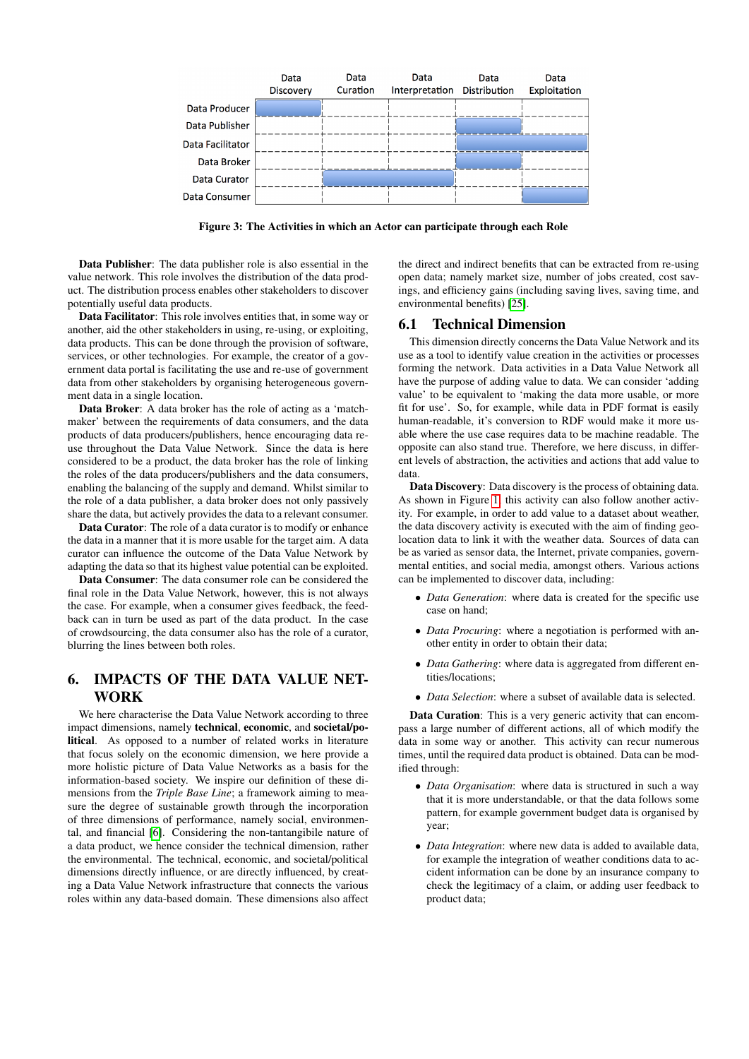Data Discovery
Data Curation
Data Interpretation
Data Distribution
Data Exploitation

Data Producer
Data Publisher
Data Facilitator
Data Broker
Data Curator
Data Consumer

**Figure 3: The Activities in which an Actor can participate through each Role**

**Data Publisher**: The data publisher role is also essential in the value network. This role involves the distribution of the data product. The distribution process enables other stakeholders to discover potentially useful data products.

**Data Facilitator**: This role involves entities that, in some way or another, aid the other stakeholders in using, re-using, or exploiting, data products. This can be done through the provision of software, services, or other technologies. For example, the creator of a government data portal is facilitating the use and re-use of government data from other stakeholders by organising heterogeneous government data in a single location.

**Data Broker**: A data broker has the role of acting as a 'matchmaker' between the requirements of data consumers, and the data products of data producers/publishers, hence encouraging data reuse throughout the Data Value Network. Since the data is here considered to be a product, the data broker has the role of linking the roles of the data producers/publishers and the data consumers, enabling the balancing of the supply and demand. Whilst similar to the role of a data publisher, a data broker does not only passively share the data, but actively provides the data to a relevant consumer.

**Data Curator**: The role of a data curator is to modify or enhance the data in a manner that it is more usable for the target aim. A data curator can influence the outcome of the Data Value Network by adapting the data so that its highest value potential can be exploited.

**Data Consumer**: The data consumer role can be considered the final role in the Data Value Network, however, this is not always the case. For example, when a consumer gives feedback, the feedback can in turn be used as part of the data product. In the case of crowdsourcing, the data consumer also has the role of a curator, blurring the lines between both roles.

# 6. IMPACTS OF THE DATA VALUE NETWORK

We here characterise the Data Value Network according to three impact dimensions, namely **technical**, **economic**, and **societal/political**. As opposed to a number of related works in literature that focus solely on the economic dimension, we here provide a more holistic picture of Data Value Networks as a basis for the information-based society. We inspire our definition of these dimensions from the *Triple Base Line*; a framework aiming to measure the degree of sustainable growth through the incorporation of three dimensions of performance, namely social, environmental, and financial [6]. Considering the non-tantangibile nature of a data product, we hence consider the technical dimension, rather the environmental. The technical, economic, and societal/political dimensions directly influence, or are directly influenced, by creating a Data Value Network infrastructure that connects the various roles within any data-based domain. These dimensions also affect the direct and indirect benefits that can be extracted from re-using open data; namely market size, number of jobs created, cost savings, and efficiency gains (including saving lives, saving time, and environmental benefits) [25].

## 6.1 Technical Dimension

This dimension directly concerns the Data Value Network and its use as a tool to identify value creation in the activities or processes forming the network. Data activities in a Data Value Network all have the purpose of adding value to data. We can consider 'adding value' to be equivalent to 'making the data more usable, or more fit for use'. So, for example, while data in PDF format is easily human-readable, it's conversion to RDF would make it more usable where the use case requires data to be machine readable. The opposite can also stand true. Therefore, we here discuss, in different levels of abstraction, the activities and actions that add value to data.

**Data Discovery**: Data discovery is the process of obtaining data. As shown in Figure 1, this activity can also follow another activity. For example, in order to add value to a dataset about weather, the data discovery activity is executed with the aim of finding geolocation data to link it with the weather data. Sources of data can be as varied as sensor data, the Internet, private companies, governmental entities, and social media, amongst others. Various actions can be implemented to discover data, including:

- *Data Generation*: where data is created for the specific use case on hand;
- *Data Procuring*: where a negotiation is performed with another entity in order to obtain their data;
- *Data Gathering*: where data is aggregated from different entities/locations;
- *Data Selection*: where a subset of available data is selected.

**Data Curation**: This is a very generic activity that can encompass a large number of different actions, all of which modify the data in some way or another. This activity can recur numerous times, until the required data product is obtained. Data can be modified through:

- *Data Organisation*: where data is structured in such a way that it is more understandable, or that the data follows some pattern, for example government budget data is organised by year;
- *Data Integration*: where new data is added to available data, for example the integration of weather conditions data to accident information can be done by an insurance company to check the legitimacy of a claim, or adding user feedback to product data;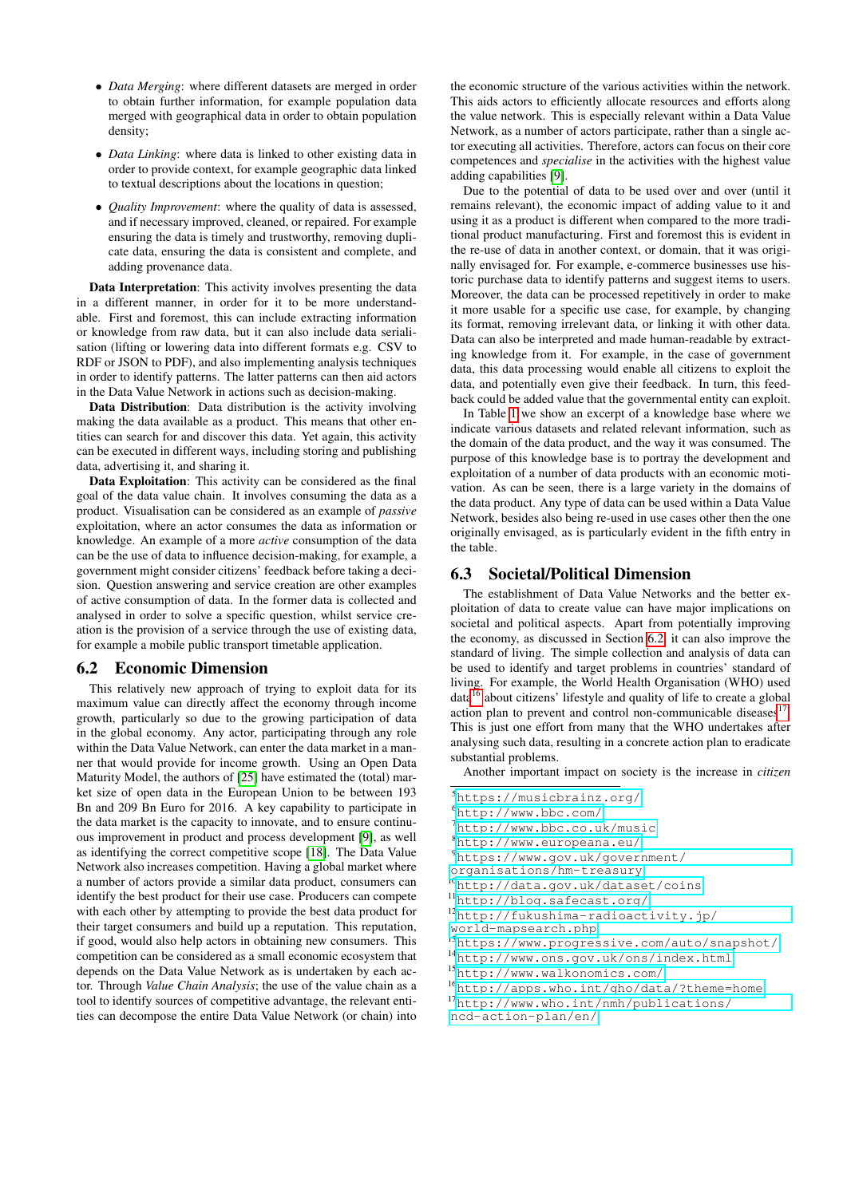- *Data Merging*: where different datasets are merged in order to obtain further information, for example population data merged with geographical data in order to obtain population density;
- *Data Linking*: where data is linked to other existing data in order to provide context, for example geographic data linked to textual descriptions about the locations in question;
- *Quality Improvement*: where the quality of data is assessed, and if necessary improved, cleaned, or repaired. For example ensuring the data is timely and trustworthy, removing duplicate data, ensuring the data is consistent and complete, and adding provenance data.

**Data Interpretation**: This activity involves presenting the data in a different manner, in order for it to be more understandable. First and foremost, this can include extracting information or knowledge from raw data, but it can also include data serialisation (lifting or lowering data into different formats e.g. CSV to RDF or JSON to PDF), and also implementing analysis techniques in order to identify patterns. The latter patterns can then aid actors in the Data Value Network in actions such as decision-making.

**Data Distribution**: Data distribution is the activity involving making the data available as a product. This means that other entities can search for and discover this data. Yet again, this activity can be executed in different ways, including storing and publishing data, advertising it, and sharing it.

**Data Exploitation**: This activity can be considered as the final goal of the data value chain. It involves consuming the data as a product. Visualisation can be considered as an example of *passive* exploitation, where an actor consumes the data as information or knowledge. An example of a more *active* consumption of the data can be the use of data to influence decision-making, for example, a government might consider citizens' feedback before taking a decision. Question answering and service creation are other examples of active consumption of data. In the former data is collected and analysed in order to solve a specific question, whilst service creation is the provision of a service through the use of existing data, for example a mobile public transport timetable application.

## 6.2 Economic Dimension

This relatively new approach of trying to exploit data for its maximum value can directly affect the economy through income growth, particularly so due to the growing participation of data in the global economy. Any actor, participating through any role within the Data Value Network, can enter the data market in a manner that would provide for income growth. Using an Open Data Maturity Model, the authors of [25] have estimated the (total) market size of open data in the European Union to be between 193 Bn and 209 Bn Euro for 2016. A key capability to participate in the data market is the capacity to innovate, and to ensure continuous improvement in product and process development [9], as well as identifying the correct competitive scope [18]. The Data Value Network also increases competition. Having a global market where a number of actors provide a similar data product, consumers can identify the best product for their use case. Producers can compete with each other by attempting to provide the best data product for their target consumers and build up a reputation. This reputation, if good, would also help actors in obtaining new consumers. This competition can be considered as a small economic ecosystem that depends on the Data Value Network as is undertaken by each actor. Through *Value Chain Analysis*; the use of the value chain as a tool to identify sources of competitive advantage, the relevant entities can decompose the entire Data Value Network (or chain) into the economic structure of the various activities within the network. This aids actors to efficiently allocate resources and efforts along the value network. This is especially relevant within a Data Value Network, as a number of actors participate, rather than a single actor executing all activities. Therefore, actors can focus on their core competences and *specialise* in the activities with the highest value adding capabilities [9].

Due to the potential of data to be used over and over (until it remains relevant), the economic impact of adding value to it and using it as a product is different when compared to the more traditional product manufacturing. First and foremost this is evident in the re-use of data in another context, or domain, that it was originally envisaged for. For example, e-commerce businesses use historic purchase data to identify patterns and suggest items to users. Moreover, the data can be processed repetitively in order to make it more usable for a specific use case, for example, by changing its format, removing irrelevant data, or linking it with other data. Data can also be interpreted and made human-readable by extracting knowledge from it. For example, in the case of government data, this data processing would enable all citizens to exploit the data, and potentially even give their feedback. In turn, this feedback could be added value that the governmental entity can exploit.

In Table 1 we show an excerpt of a knowledge base where we indicate various datasets and related relevant information, such as the domain of the data product, and the way it was consumed. The purpose of this knowledge base is to portray the development and exploitation of a number of data products with an economic motivation. As can be seen, there is a large variety in the domains of the data product. Any type of data can be used within a Data Value Network, besides also being re-used in use cases other then the one originally envisaged, as is particularly evident in the fifth entry in the table.

## 6.3 Societal/Political Dimension

The establishment of Data Value Networks and the better exploitation of data to create value can have major implications on societal and political aspects. Apart from potentially improving the economy, as discussed in Section 6.2, it can also improve the standard of living. The simple collection and analysis of data can be used to identify and target problems in countries' standard of living. For example, the World Health Organisation (WHO) used data[16] about citizens' lifestyle and quality of life to create a global action plan to prevent and control non-communicable diseases[17]. This is just one effort from many that the WHO undertakes after analysing such data, resulting in a concrete action plan to eradicate substantial problems.

Another important impact on society is the increase in *citizen*

[5] https://musicbrainz.org/
[6] http://www.bbc.com/
[7] http://www.bbc.co.uk/music
[8] http://www.europeana.eu/
[9] https://www.gov.uk/government/organisations/hm-treasury
[10] http://data.gov.uk/dataset/coins
[11] http://blog.safecast.org/
[12] http://fukushima-radioactivity.jp/world-mapsearch.php
[13] https://www.progressive.com/auto/snapshot/
[14] http://www.ons.gov.uk/ons/index.html
[15] http://www.walkonomics.com/
[16] http://apps.who.int/gho/data/?theme=home
[17] http://www.who.int/nmh/publications/ncd-action-plan/en/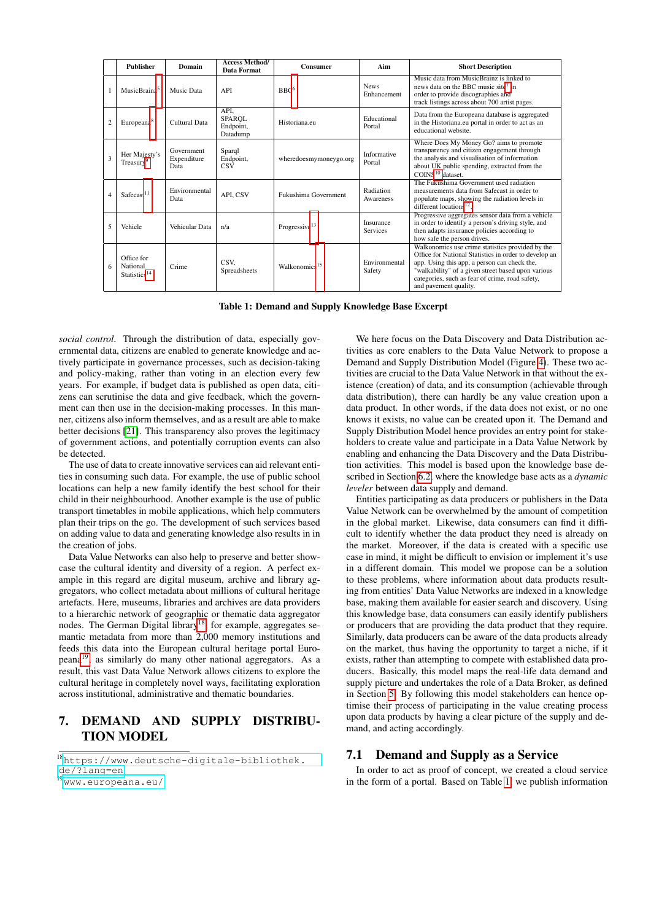| | Publisher | Domain | Access Method/ Data Format | Consumer | Aim | Short Description |
|---|---|---|---|---|---|---|
| 1 | MusicBrainz[5] | Music Data | API | BBC[6] | News Enhancement | Music data from MusicBrainz is linked to news data on the BBC music site[7] in order to provide discographies and track listings across about 700 artist pages. |
| 2 | Europeana[8] | Cultural Data | API, SPARQL Endpoint, Datadump | Historiana.eu | Educational Portal | Data from the Europeana database is aggregated in the Historiana.eu portal in order to act as an educational website. |
| 3 | Her Majesty's Treasury[9] | Government Expenditure Data | Sparql Endpoint, CSV | wheredoesmymoneygo.org | Informative Portal | Where Does My Money Go? aims to promote transparency and citizen engagement through the analysis and visualisation of information about UK public spending, extracted from the COINS[10] dataset. |
| 4 | Safecast[11] | Environmental Data | API, CSV | Fukushima Government | Radiation Awareness | The Fukushima Government used radiation measurements data from Safecast in order to populate maps, showing the radiation levels in different locations[12]. |
| 5 | Vehicle | Vehicular Data | n/a | Progressive[13] | Insurance Services | Progressive aggregates sensor data from a vehicle in order to identify a person's driving style, and then adapts insurance policies according to how safe the person drives. |
| 6 | Office for National Statistics[14] | Crime | CSV, Spreadsheets | Walkonomics[15] | Environmental Safety | Walkonomics use crime statistics provided by the Office for National Statistics in order to develop an app. Using this app, a person can check the, "walkability" of a given street based upon various categories, such as fear of crime, road safety, and pavement quality. |

**Table 1: Demand and Supply Knowledge Base Excerpt**

*social control*. Through the distribution of data, especially governmental data, citizens are enabled to generate knowledge and actively participate in governance processes, such as decision-taking and policy-making, rather than voting in an election every few years. For example, if budget data is published as open data, citizens can scrutinise the data and give feedback, which the government can then use in the decision-making processes. In this manner, citizens also inform themselves, and as a result are able to make better decisions [21]. This transparency also proves the legitimacy of government actions, and potentially corruption events can also be detected.

The use of data to create innovative services can aid relevant entities in consuming such data. For example, the use of public school locations can help a new family identify the best school for their child in their neighbourhood. Another example is the use of public transport timetables in mobile applications, which help commuters plan their trips on the go. The development of such services based on adding value to data and generating knowledge also results in in the creation of jobs.

Data Value Networks can also help to preserve and better showcase the cultural identity and diversity of a region. A perfect example in this regard are digital museum, archive and library aggregators, who collect metadata about millions of cultural heritage artefacts. Here, museums, libraries and archives are data providers to a hierarchic network of geographic or thematic data aggregator nodes. The German Digital library[18], for example, aggregates semantic metadata from more than 2,000 memory institutions and feeds this data into the European cultural heritage portal Europeana[19], as similarly do many other national aggregators. As a result, this vast Data Value Network allows citizens to explore the cultural heritage in completely novel ways, facilitating exploration across institutional, administrative and thematic boundaries.

# 7. DEMAND AND SUPPLY DISTRIBUTION MODEL

We here focus on the Data Discovery and Data Distribution activities as core enablers to the Data Value Network to propose a Demand and Supply Distribution Model (Figure 4). These two activities are crucial to the Data Value Network in that without the existence (creation) of data, and its consumption (achievable through data distribution), there can hardly be any value creation upon a data product. In other words, if the data does not exist, or no one knows it exists, no value can be created upon it. The Demand and Supply Distribution Model hence provides an entry point for stakeholders to create value and participate in a Data Value Network by enabling and enhancing the Data Discovery and the Data Distribution activities. This model is based upon the knowledge base described in Section 6.2, where the knowledge base acts as a *dynamic leveler* between data supply and demand.

Entities participating as data producers or publishers in the Data Value Network can be overwhelmed by the amount of competition in the global market. Likewise, data consumers can find it difficult to identify whether the data product they need is already on the market. Moreover, if the data is created with a specific use case in mind, it might be difficult to envision or implement it's use in a different domain. This model we propose can be a solution to these problems, where information about data products resulting from entities' Data Value Networks are indexed in a knowledge base, making them available for easier search and discovery. Using this knowledge base, data consumers can easily identify publishers or producers that are providing the data product that they require. Similarly, data producers can be aware of the data products already on the market, thus having the opportunity to target a niche, if it exists, rather than attempting to compete with established data producers. Basically, this model maps the real-life data demand and supply picture and undertakes the role of a Data Broker, as defined in Section 5. By following this model stakeholders can hence optimise their process of participating in the value creating process upon data products by having a clear picture of the supply and demand, and acting accordingly.

## 7.1 Demand and Supply as a Service

In order to act as proof of concept, we created a cloud service in the form of a portal. Based on Table 1, we publish information

[18] https://www.deutsche-digitale-bibliothek.de/?lang=en
[19] www.europeana.eu/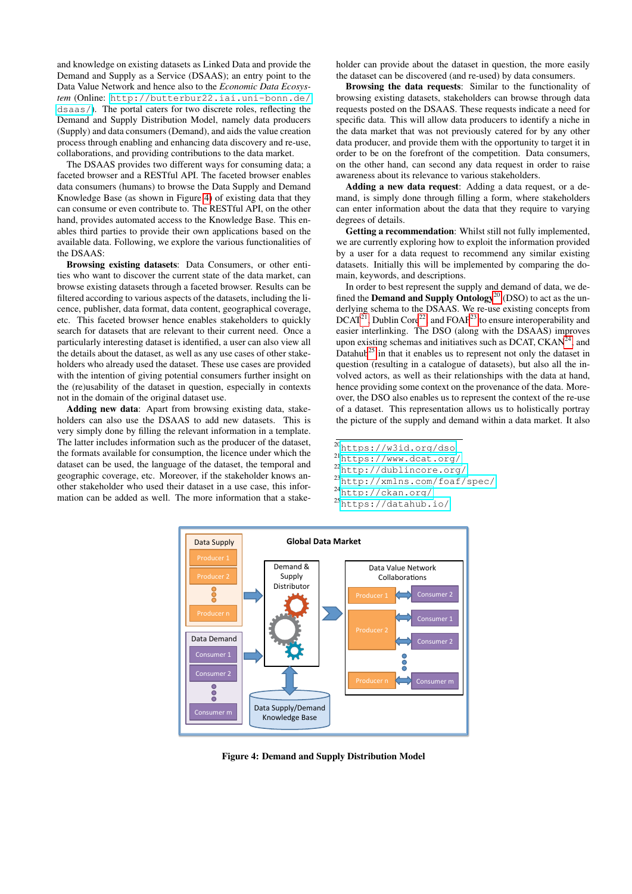and knowledge on existing datasets as Linked Data and provide the Demand and Supply as a Service (DSAAS); an entry point to the Data Value Network and hence also to the *Economic Data Ecosystem* (Online: http://butterbur22.iai.uni-bonn.de/dsaas/). The portal caters for two discrete roles, reflecting the Demand and Supply Distribution Model, namely data producers (Supply) and data consumers (Demand), and aids the value creation process through enabling and enhancing data discovery and re-use, collaborations, and providing contributions to the data market.

The DSAAS provides two different ways for consuming data; a faceted browser and a RESTful API. The faceted browser enables data consumers (humans) to browse the Data Supply and Demand Knowledge Base (as shown in Figure 4) of existing data that they can consume or even contribute to. The RESTful API, on the other hand, provides automated access to the Knowledge Base. This enables third parties to provide their own applications based on the available data. Following, we explore the various functionalities of the DSAAS:

**Browsing existing datasets**: Data Consumers, or other entities who want to discover the current state of the data market, can browse existing datasets through a faceted browser. Results can be filtered according to various aspects of the datasets, including the licence, publisher, data format, data content, geographical coverage, etc. This faceted browser enables stakeholders to quickly search for datasets that are relevant to their current need. Once a particularly interesting dataset is identified, a user can also view all the details about the dataset, as well as any use cases of other stakeholders who already used the dataset. These use cases are provided with the intention of giving potential consumers further insight on the (re)usability of the dataset in question, especially in contexts not in the domain of the original dataset use.

**Adding new data**: Apart from browsing existing data, stakeholders can also use the DSAAS to add new datasets. This is very simply done by filling the relevant information in a template. The latter includes information such as the producer of the dataset, the formats available for consumption, the licence under which the dataset can be used, the language of the dataset, the temporal and geographic coverage, etc. Moreover, if the stakeholder knows another stakeholder who used their dataset in a use case, this information can be added as well. The more information that a stakeholder can provide about the dataset in question, the more easily the dataset can be discovered (and re-used) by data consumers.

**Browsing the data requests**: Similar to the functionality of browsing existing datasets, stakeholders can browse through data requests posted on the DSAAS. These requests indicate a need for specific data. This will allow data producers to identify a niche in the data market that was not previously catered for by any other data producer, and provide them with the opportunity to target it in order to be on the forefront of the competition. Data consumers, on the other hand, can second any data request in order to raise awareness about its relevance to various stakeholders.

**Adding a new data request**: Adding a data request, or a demand, is simply done through filling a form, where stakeholders can enter information about the data that they require to varying degrees of details.

**Getting a recommendation**: Whilst still not fully implemented, we are currently exploring how to exploit the information provided by a user for a data request to recommend any similar existing datasets. Initially this will be implemented by comparing the domain, keywords, and descriptions.

In order to best represent the supply and demand of data, we defined the **Demand and Supply Ontology**[20] (DSO) to act as the underlying schema to the DSAAS. We re-use existing concepts from DCAT[21], Dublin Core[22], and FOAF[23] to ensure interoperability and easier interlinking. The DSO (along with the DSAAS) improves upon existing schemas and initiatives such as DCAT, CKAN[24], and Datahub[25] in that it enables us to represent not only the dataset in question (resulting in a catalogue of datasets), but also all the involved actors, as well as their relationships with the data at hand, hence providing some context on the provenance of the data. Moreover, the DSO also enables us to represent the context of the re-use of a dataset. This representation allows us to holistically portray the picture of the supply and demand within a data market. It also

[20] https://w3id.org/dso
[21] https://www.dcat.org/
[22] http://dublincore.org/
[23] http://xmlns.com/foaf/spec/
[24] http://ckan.org/
[25] https://datahub.io/

Global Data Market
Data Supply
Producer 1
Producer 2
Producer n
Data Demand
Consumer 1
Consumer 2
Consumer m
Demand & Supply Distributor
Data Supply/Demand Knowledge Base
Data Value Network Collaborations
Producer 1
Consumer 2
Producer 2
Consumer 1
Consumer 2
Producer n
Consumer m

**Figure 4: Demand and Supply Distribution Model**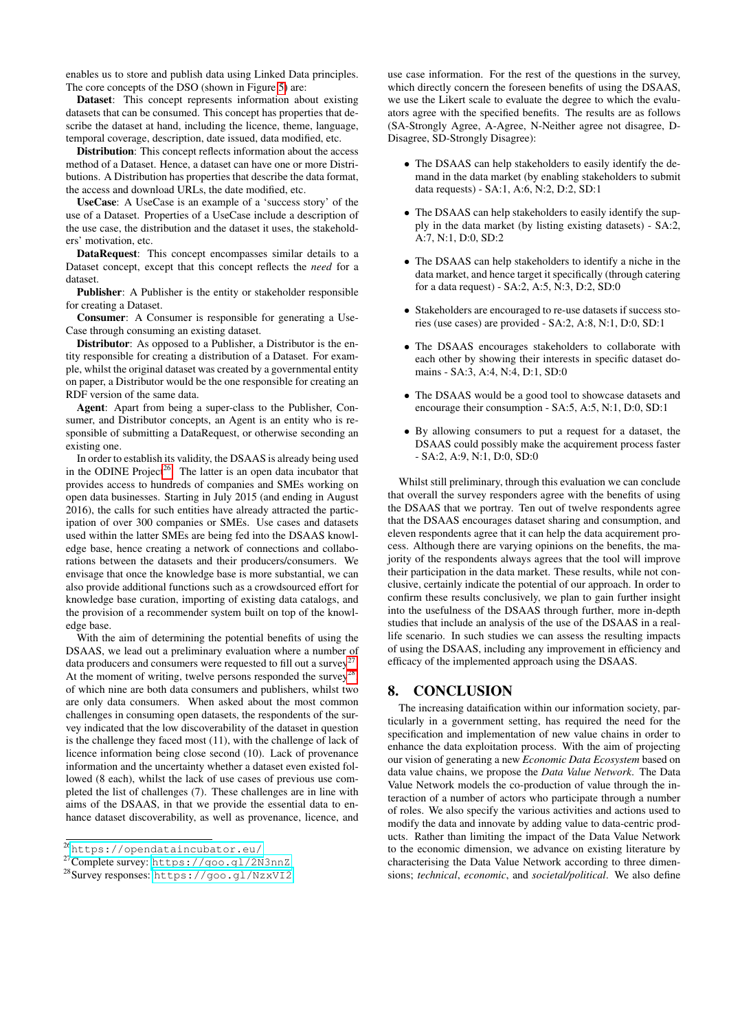enables us to store and publish data using Linked Data principles. The core concepts of the DSO (shown in Figure 5) are:

**Dataset**: This concept represents information about existing datasets that can be consumed. This concept has properties that describe the dataset at hand, including the licence, theme, language, temporal coverage, description, date issued, data modified, etc.

**Distribution**: This concept reflects information about the access method of a Dataset. Hence, a dataset can have one or more Distributions. A Distribution has properties that describe the data format, the access and download URLs, the date modified, etc.

**UseCase**: A UseCase is an example of a 'success story' of the use of a Dataset. Properties of a UseCase include a description of the use case, the distribution and the dataset it uses, the stakeholders' motivation, etc.

**DataRequest**: This concept encompasses similar details to a Dataset concept, except that this concept reflects the *need* for a dataset.

**Publisher**: A Publisher is the entity or stakeholder responsible for creating a Dataset.

**Consumer**: A Consumer is responsible for generating a UseCase through consuming an existing dataset.

**Distributor**: As opposed to a Publisher, a Distributor is the entity responsible for creating a distribution of a Dataset. For example, whilst the original dataset was created by a governmental entity on paper, a Distributor would be the one responsible for creating an RDF version of the same data.

**Agent**: Apart from being a super-class to the Publisher, Consumer, and Distributor concepts, an Agent is an entity who is responsible of submitting a DataRequest, or otherwise seconding an existing one.

In order to establish its validity, the DSAAS is already being used in the ODINE Project[26]. The latter is an open data incubator that provides access to hundreds of companies and SMEs working on open data businesses. Starting in July 2015 (and ending in August 2016), the calls for such entities have already attracted the participation of over 300 companies or SMEs. Use cases and datasets used within the latter SMEs are being fed into the DSAAS knowledge base, hence creating a network of connections and collaborations between the datasets and their producers/consumers. We envisage that once the knowledge base is more substantial, we can also provide additional functions such as a crowdsourced effort for knowledge base curation, importing of existing data catalogs, and the provision of a recommender system built on top of the knowledge base.

With the aim of determining the potential benefits of using the DSAAS, we lead out a preliminary evaluation where a number of data producers and consumers were requested to fill out a survey[27]. At the moment of writing, twelve persons responded the survey[28], of which nine are both data consumers and publishers, whilst two are only data consumers. When asked about the most common challenges in consuming open datasets, the respondents of the survey indicated that the low discoverability of the dataset in question is the challenge they faced most (11), with the challenge of lack of licence information being close second (10). Lack of provenance information and the uncertainty whether a dataset even existed followed (8 each), whilst the lack of use cases of previous use completed the list of challenges (7). These challenges are in line with aims of the DSAAS, in that we provide the essential data to enhance dataset discoverability, as well as provenance, licence, and use case information. For the rest of the questions in the survey, which directly concern the foreseen benefits of using the DSAAS, we use the Likert scale to evaluate the degree to which the evaluators agree with the specified benefits. The results are as follows (SA-Strongly Agree, A-Agree, N-Neither agree not disagree, D-Disagree, SD-Strongly Disagree):

- The DSAAS can help stakeholders to easily identify the demand in the data market (by enabling stakeholders to submit data requests) - SA:1, A:6, N:2, D:2, SD:1
- The DSAAS can help stakeholders to easily identify the supply in the data market (by listing existing datasets) - SA:2, A:7, N:1, D:0, SD:2
- The DSAAS can help stakeholders to identify a niche in the data market, and hence target it specifically (through catering for a data request) - SA:2, A:5, N:3, D:2, SD:0
- Stakeholders are encouraged to re-use datasets if success stories (use cases) are provided - SA:2, A:8, N:1, D:0, SD:1
- The DSAAS encourages stakeholders to collaborate with each other by showing their interests in specific dataset domains - SA:3, A:4, N:4, D:1, SD:0
- The DSAAS would be a good tool to showcase datasets and encourage their consumption - SA:5, A:5, N:1, D:0, SD:1
- By allowing consumers to put a request for a dataset, the DSAAS could possibly make the acquirement process faster - SA:2, A:9, N:1, D:0, SD:0

Whilst still preliminary, through this evaluation we can conclude that overall the survey responders agree with the benefits of using the DSAAS that we portray. Ten out of twelve respondents agree that the DSAAS encourages dataset sharing and consumption, and eleven respondents agree that it can help the data acquirement process. Although there are varying opinions on the benefits, the majority of the respondents always agrees that the tool will improve their participation in the data market. These results, while not conclusive, certainly indicate the potential of our approach. In order to confirm these results conclusively, we plan to gain further insight into the usefulness of the DSAAS through further, more in-depth studies that include an analysis of the use of the DSAAS in a real-life scenario. In such studies we can assess the resulting impacts of using the DSAAS, including any improvement in efficiency and efficacy of the implemented approach using the DSAAS.

## 8. CONCLUSION

The increasing dataification within our information society, particularly in a government setting, has required the need for the specification and implementation of new value chains in order to enhance the data exploitation process. With the aim of projecting our vision of generating a new *Economic Data Ecosystem* based on data value chains, we propose the *Data Value Network*. The Data Value Network models the co-production of value through the interaction of a number of actors who participate through a number of roles. We also specify the various activities and actions used to modify the data and innovate by adding value to data-centric products. Rather than limiting the impact of the Data Value Network to the economic dimension, we advance on existing literature by characterising the Data Value Network according to three dimensions; *technical*, *economic*, and *societal/political*. We also define

[26] https://opendataincubator.eu/

[27] Complete survey: https://goo.gl/2N3nnZ

[28] Survey responses: https://goo.gl/NzxVI2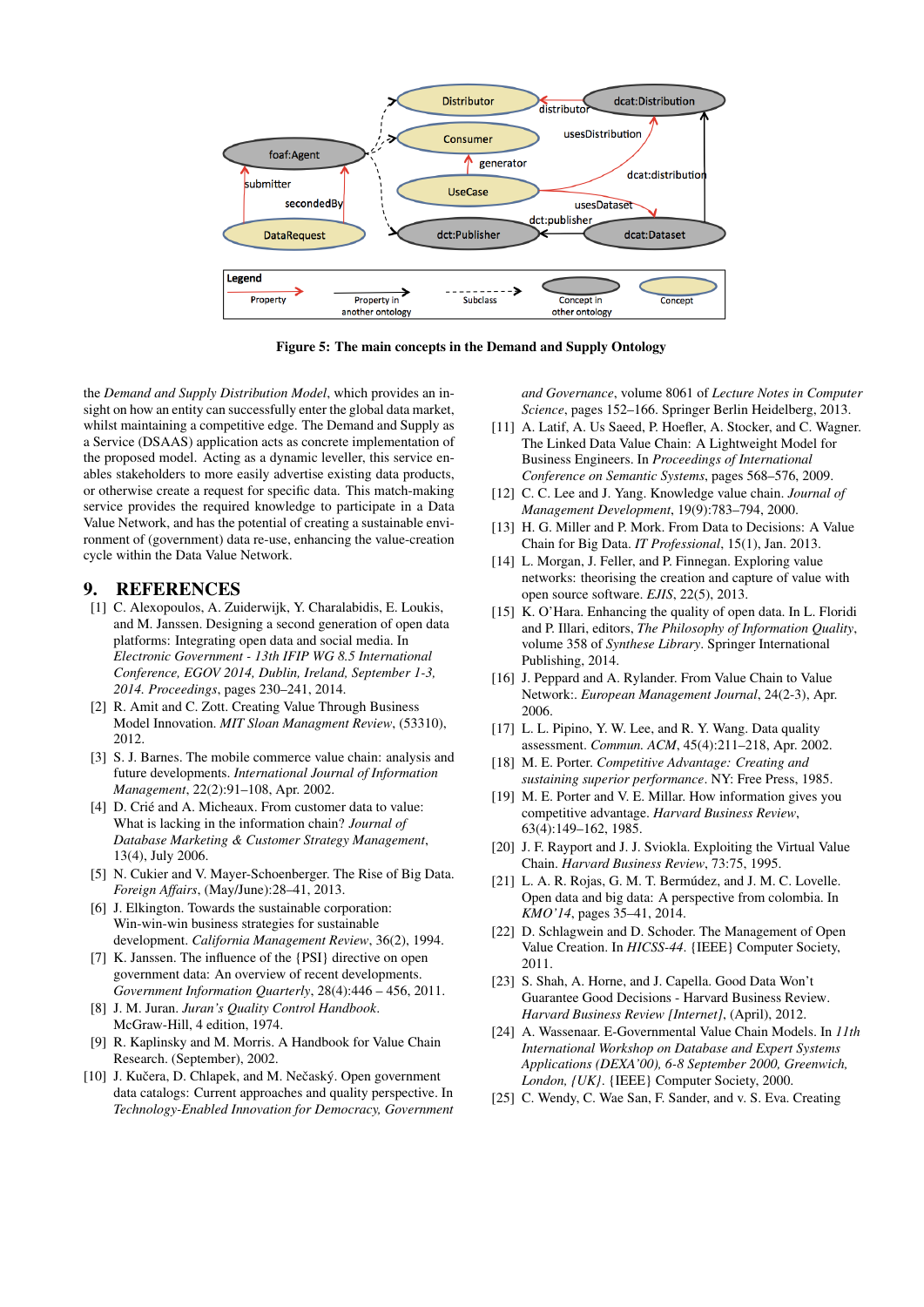**Figure 5: The main concepts in the Demand and Supply Ontology**

the *Demand and Supply Distribution Model*, which provides an insight on how an entity can successfully enter the global data market, whilst maintaining a competitive edge. The Demand and Supply as a Service (DSAAS) application acts as concrete implementation of the proposed model. Acting as a dynamic leveller, this service enables stakeholders to more easily advertise existing data products, or otherwise create a request for specific data. This match-making service provides the required knowledge to participate in a Data Value Network, and has the potential of creating a sustainable environment of (government) data re-use, enhancing the value-creation cycle within the Data Value Network.

## 9. REFERENCES

[1] C. Alexopoulos, A. Zuiderwijk, Y. Charalabidis, E. Loukis, and M. Janssen. Designing a second generation of open data platforms: Integrating open data and social media. In *Electronic Government - 13th IFIP WG 8.5 International Conference, EGOV 2014, Dublin, Ireland, September 1-3, 2014. Proceedings*, pages 230–241, 2014.

[2] R. Amit and C. Zott. Creating Value Through Business Model Innovation. *MIT Sloan Managment Review*, (53310), 2012.

[3] S. J. Barnes. The mobile commerce value chain: analysis and future developments. *International Journal of Information Management*, 22(2):91–108, Apr. 2002.

[4] D. Crié and A. Micheaux. From customer data to value: What is lacking in the information chain? *Journal of Database Marketing & Customer Strategy Management*, 13(4), July 2006.

[5] N. Cukier and V. Mayer-Schoenberger. The Rise of Big Data. *Foreign Affairs*, (May/June):28–41, 2013.

[6] J. Elkington. Towards the sustainable corporation: Win-win-win business strategies for sustainable development. *California Management Review*, 36(2), 1994.

[7] K. Janssen. The influence of the {PSI} directive on open government data: An overview of recent developments. *Government Information Quarterly*, 28(4):446 – 456, 2011.

[8] J. M. Juran. *Juran's Quality Control Handbook*. McGraw-Hill, 4 edition, 1974.

[9] R. Kaplinsky and M. Morris. A Handbook for Value Chain Research. (September), 2002.

[10] J. Kučera, D. Chlapek, and M. Nečaský. Open government data catalogs: Current approaches and quality perspective. In *Technology-Enabled Innovation for Democracy, Government and Governance*, volume 8061 of *Lecture Notes in Computer Science*, pages 152–166. Springer Berlin Heidelberg, 2013.

[11] A. Latif, A. Us Saeed, P. Hoefler, A. Stocker, and C. Wagner. The Linked Data Value Chain: A Lightweight Model for Business Engineers. In *Proceedings of International Conference on Semantic Systems*, pages 568–576, 2009.

[12] C. C. Lee and J. Yang. Knowledge value chain. *Journal of Management Development*, 19(9):783–794, 2000.

[13] H. G. Miller and P. Mork. From Data to Decisions: A Value Chain for Big Data. *IT Professional*, 15(1), Jan. 2013.

[14] L. Morgan, J. Feller, and P. Finnegan. Exploring value networks: theorising the creation and capture of value with open source software. *EJIS*, 22(5), 2013.

[15] K. O'Hara. Enhancing the quality of open data. In L. Floridi and P. Illari, editors, *The Philosophy of Information Quality*, volume 358 of *Synthese Library*. Springer International Publishing, 2014.

[16] J. Peppard and A. Rylander. From Value Chain to Value Network:. *European Management Journal*, 24(2-3), Apr. 2006.

[17] L. L. Pipino, Y. W. Lee, and R. Y. Wang. Data quality assessment. *Commun. ACM*, 45(4):211–218, Apr. 2002.

[18] M. E. Porter. *Competitive Advantage: Creating and sustaining superior performance*. NY: Free Press, 1985.

[19] M. E. Porter and V. E. Millar. How information gives you competitive advantage. *Harvard Business Review*, 63(4):149–162, 1985.

[20] J. F. Rayport and J. J. Sviokla. Exploiting the Virtual Value Chain. *Harvard Business Review*, 73:75, 1995.

[21] L. A. R. Rojas, G. M. T. Bermúdez, and J. M. C. Lovelle. Open data and big data: A perspective from colombia. In *KMO'14*, pages 35–41, 2014.

[22] D. Schlagwein and D. Schoder. The Management of Open Value Creation. In *HICSS-44*. {IEEE} Computer Society, 2011.

[23] S. Shah, A. Horne, and J. Capella. Good Data Won't Guarantee Good Decisions - Harvard Business Review. *Harvard Business Review [Internet]*, (April), 2012.

[24] A. Wassenaar. E-Governmental Value Chain Models. In *11th International Workshop on Database and Expert Systems Applications (DEXA'00), 6-8 September 2000, Greenwich, London, {UK}*. {IEEE} Computer Society, 2000.

[25] C. Wendy, C. Wae San, F. Sander, and v. S. Eva. Creating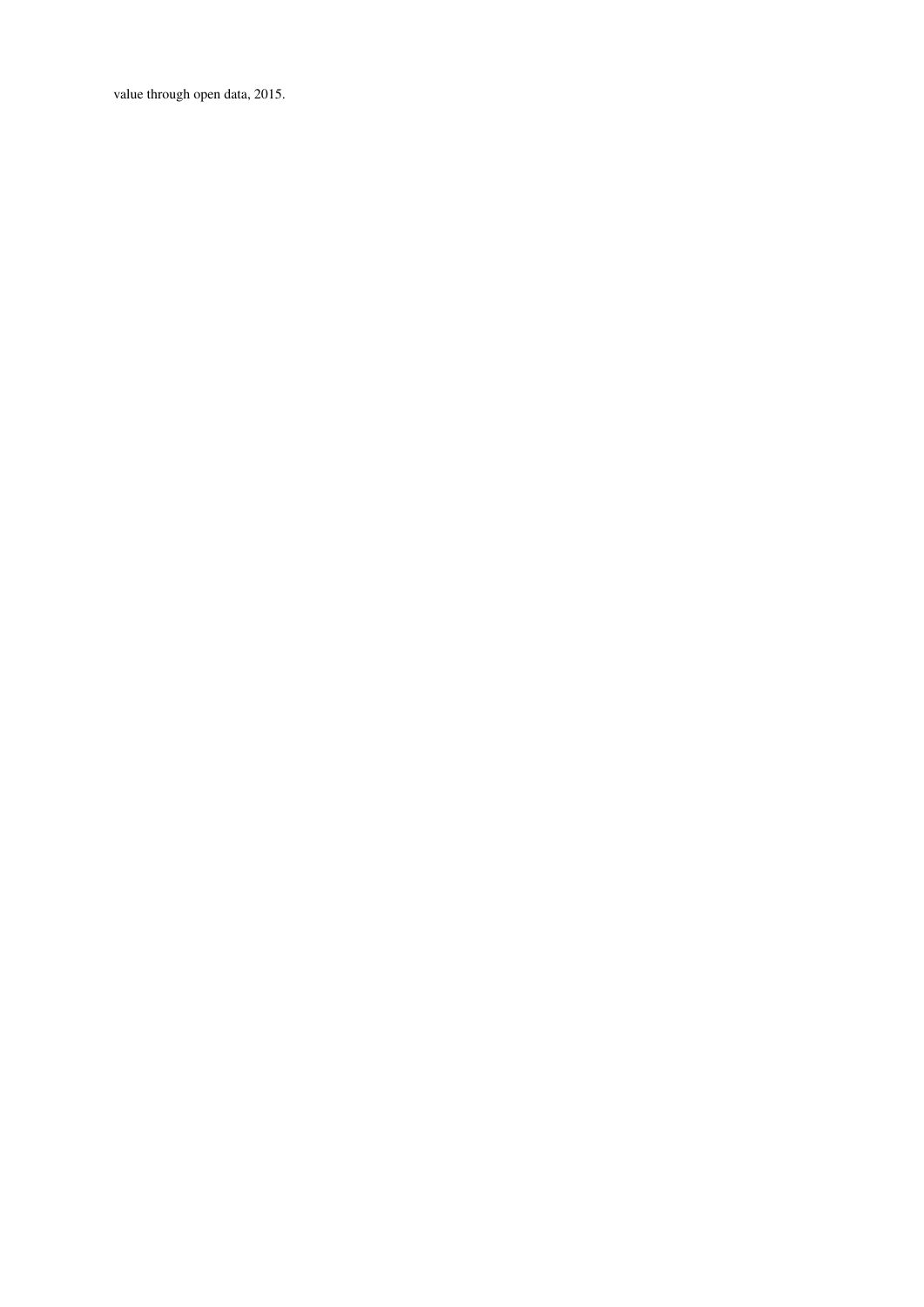value through open data, 2015.